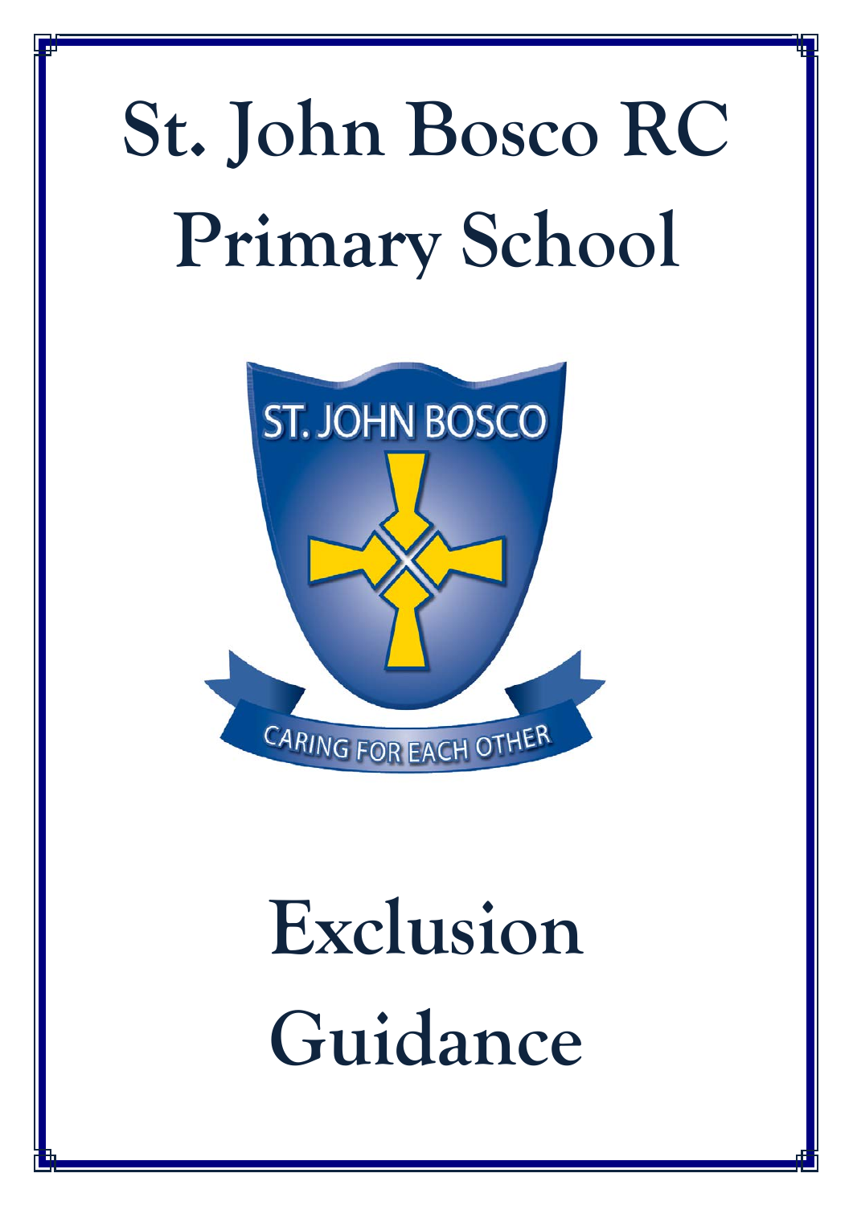# St. John Bosco RC Primary School

# Exclusion Guidance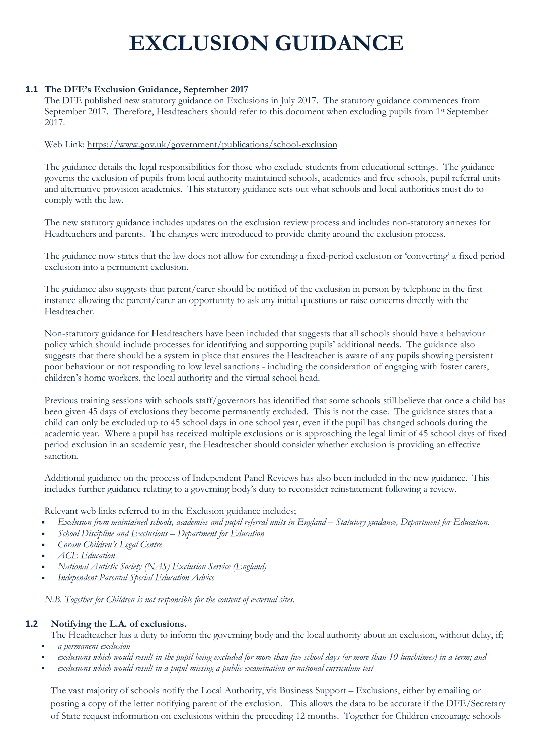# EXCLUSION GUIDANCE

## 1.1 The DFE's Exclusion Guidance, September 2017

The DFE published new statutory guidance on Exclusions in July 2017. The statutory guidance commences from September 2017. Therefore, Headteachers should refer to this document when excluding pupils from 1st September 2017.

Web Link: https://www.gov.uk/government/publications/school-exclusion

The guidance details the legal responsibilities for those who exclude students from educational settings. The guidance governs the exclusion of pupils from local authority maintained schools, academies and free schools, pupil referral units and alternative provision academies. This statutory guidance sets out what schools and local authorities must do to comply with the law.

The new statutory guidance includes updates on the exclusion review process and includes non-statutory annexes for Headteachers and parents. The changes were introduced to provide clarity around the exclusion process.

The guidance now states that the law does not allow for extending a fixed-period exclusion or 'converting' a fixed period exclusion into a permanent exclusion.

The guidance also suggests that parent/carer should be notified of the exclusion in person by telephone in the first instance allowing the parent/carer an opportunity to ask any initial questions or raise concerns directly with the Headteacher.

Non-statutory guidance for Headteachers have been included that suggests that all schools should have a behaviour policy which should include processes for identifying and supporting pupils' additional needs. The guidance also suggests that there should be a system in place that ensures the Headteacher is aware of any pupils showing persistent poor behaviour or not responding to low level sanctions - including the consideration of engaging with foster carers, children's home workers, the local authority and the virtual school head.

Previous training sessions with schools staff/governors has identified that some schools still believe that once a child has been given 45 days of exclusions they become permanently excluded. This is not the case. The guidance states that a child can only be excluded up to 45 school days in one school year, even if the pupil has changed schools during the academic year. Where a pupil has received multiple exclusions or is approaching the legal limit of 45 school days of fixed period exclusion in an academic year, the Headteacher should consider whether exclusion is providing an effective sanction.

Additional guidance on the process of Independent Panel Reviews has also been included in the new guidance. This includes further guidance relating to a governing body's duty to reconsider reinstatement following a review.

Relevant web links referred to in the Exclusion guidance includes;

- *Exclusion from maintained schools, academies and pupil referral units in England – Statutory guidance, Department for Education.*
- *School Discipline and Exclusions – Department for Education*
- *Coram Children's Legal Centre*
- *ACE Education*
- *National Autistic Society (NAS) Exclusion Service (England)*
- *Independent Parental Special Education Advice*

*N.B. Together for Children is not responsible for the content of external sites.*

## 1.2 Notifying the L.A. of exclusions.

The Headteacher has a duty to inform the governing body and the local authority about an exclusion, without delay, if;

- *a permanent exclusion*
- *exclusions which would result in the pupil being excluded for more than five school days (or more than 10 lunchtimes) in a term; and*
- *exclusions which would result in a pupil missing a public examination or national curriculum test*

The vast majority of schools notify the Local Authority, via Business Support – Exclusions, either by emailing or posting a copy of the letter notifying parent of the exclusion. This allows the data to be accurate if the DFE/Secretary of State request information on exclusions within the preceding 12 months. Together for Children encourage schools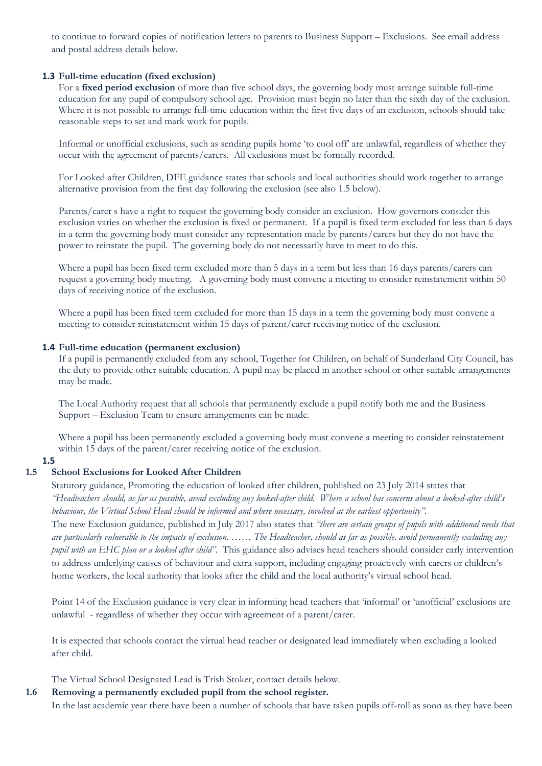to continue to forward copies of notification letters to parents to Business Support – Exclusions. See email address and postal address details below.

### 1.3 Full-time education (fixed exclusion)

For a **fixed period exclusion** of more than five school days, the governing body must arrange suitable full-time education for any pupil of compulsory school age. Provision must begin no later than the sixth day of the exclusion. Where it is not possible to arrange full-time education within the first five days of an exclusion, schools should take reasonable steps to set and mark work for pupils.

Informal or unofficial exclusions, such as sending pupils home 'to cool off' are unlawful, regardless of whether they occur with the agreement of parents/carers. All exclusions must be formally recorded.

For Looked after Children, DFE guidance states that schools and local authorities should work together to arrange alternative provision from the first day following the exclusion (see also 1.5 below).

Parents/carer s have a right to request the governing body consider an exclusion. How governors consider this exclusion varies on whether the exclusion is fixed or permanent. If a pupil is fixed term excluded for less than 6 days in a term the governing body must consider any representation made by parents/carers but they do not have the power to reinstate the pupil. The governing body do not necessarily have to meet to do this.

Where a pupil has been fixed term excluded more than 5 days in a term but less than 16 days parents/carers can request a governing body meeting. A governing body must convene a meeting to consider reinstatement within 50 days of receiving notice of the exclusion.

Where a pupil has been fixed term excluded for more than 15 days in a term the governing body must convene a meeting to consider reinstatement within 15 days of parent/carer receiving notice of the exclusion.

### 1.4 Full-time education (permanent exclusion)

If a pupil is permanently excluded from any school, Together for Children, on behalf of Sunderland City Council, has the duty to provide other suitable education. A pupil may be placed in another school or other suitable arrangements may be made.

The Local Authority request that all schools that permanently exclude a pupil notify both me and the Business Support – Exclusion Team to ensure arrangements can be made.

Where a pupil has been permanently excluded a governing body must convene a meeting to consider reinstatement within 15 days of the parent/carer receiving notice of the exclusion.

### 1.5 School Exclusions for Looked After Children

Statutory guidance, Promoting the education of looked after children, published on 23 July 2014 states that *"Headteachers should, as far as possible, avoid excluding any looked-after child. Where a school has concerns about a looked-after child's behaviour, the Virtual School Head should be informed and where necessary, involved at the earliest opportunity".*
The new Exclusion guidance, published in July 2017 also states that *"there are certain groups of pupils with additional needs that are particularly vulnerable to the impacts of exclusion. …… The Headteacher, should as far as possible, avoid permanently excluding any pupil with an EHC plan or a looked after child".* This guidance also advises head teachers should consider early intervention to address underlying causes of behaviour and extra support, including engaging proactively with carers or children's home workers, the local authority that looks after the child and the local authority's virtual school head.

Point 14 of the Exclusion guidance is very clear in informing head teachers that 'informal' or 'unofficial' exclusions are unlawful - regardless of whether they occur with agreement of a parent/carer.

It is expected that schools contact the virtual head teacher or designated lead immediately when excluding a looked after child.

The Virtual School Designated Lead is Trish Stoker, contact details below.

### 1.6 Removing a permanently excluded pupil from the school register.

In the last academic year there have been a number of schools that have taken pupils off-roll as soon as they have been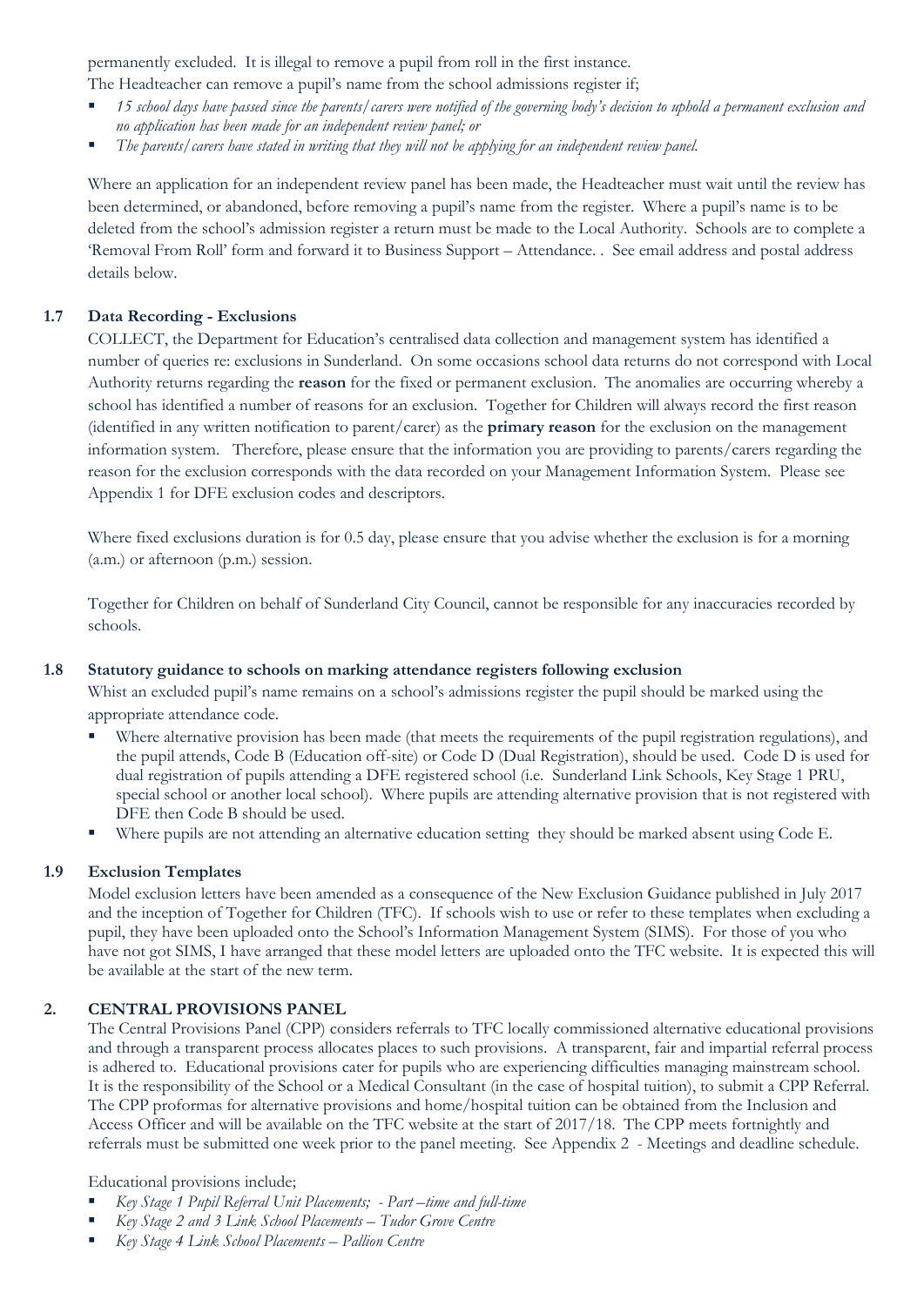permanently excluded. It is illegal to remove a pupil from roll in the first instance.
The Headteacher can remove a pupil's name from the school admissions register if;

- *15 school days have passed since the parents/carers were notified of the governing body's decision to uphold a permanent exclusion and no application has been made for an independent review panel; or*
- *The parents/carers have stated in writing that they will not be applying for an independent review panel.*

Where an application for an independent review panel has been made, the Headteacher must wait until the review has been determined, or abandoned, before removing a pupil's name from the register. Where a pupil's name is to be deleted from the school's admission register a return must be made to the Local Authority. Schools are to complete a 'Removal From Roll' form and forward it to Business Support – Attendance. . See email address and postal address details below.

### 1.7 Data Recording - Exclusions

COLLECT, the Department for Education's centralised data collection and management system has identified a number of queries re: exclusions in Sunderland. On some occasions school data returns do not correspond with Local Authority returns regarding the **reason** for the fixed or permanent exclusion. The anomalies are occurring whereby a school has identified a number of reasons for an exclusion. Together for Children will always record the first reason (identified in any written notification to parent/carer) as the **primary reason** for the exclusion on the management information system. Therefore, please ensure that the information you are providing to parents/carers regarding the reason for the exclusion corresponds with the data recorded on your Management Information System. Please see Appendix 1 for DFE exclusion codes and descriptors.

Where fixed exclusions duration is for 0.5 day, please ensure that you advise whether the exclusion is for a morning (a.m.) or afternoon (p.m.) session.

Together for Children on behalf of Sunderland City Council, cannot be responsible for any inaccuracies recorded by schools.

### 1.8 Statutory guidance to schools on marking attendance registers following exclusion

Whist an excluded pupil's name remains on a school's admissions register the pupil should be marked using the appropriate attendance code.

- Where alternative provision has been made (that meets the requirements of the pupil registration regulations), and the pupil attends, Code B (Education off-site) or Code D (Dual Registration), should be used. Code D is used for dual registration of pupils attending a DFE registered school (i.e. Sunderland Link Schools, Key Stage 1 PRU, special school or another local school). Where pupils are attending alternative provision that is not registered with DFE then Code B should be used.
- Where pupils are not attending an alternative education setting they should be marked absent using Code E.

### 1.9 Exclusion Templates

Model exclusion letters have been amended as a consequence of the New Exclusion Guidance published in July 2017 and the inception of Together for Children (TFC). If schools wish to use or refer to these templates when excluding a pupil, they have been uploaded onto the School's Information Management System (SIMS). For those of you who have not got SIMS, I have arranged that these model letters are uploaded onto the TFC website. It is expected this will be available at the start of the new term.

## 2. CENTRAL PROVISIONS PANEL

The Central Provisions Panel (CPP) considers referrals to TFC locally commissioned alternative educational provisions and through a transparent process allocates places to such provisions. A transparent, fair and impartial referral process is adhered to. Educational provisions cater for pupils who are experiencing difficulties managing mainstream school. It is the responsibility of the School or a Medical Consultant (in the case of hospital tuition), to submit a CPP Referral. The CPP proformas for alternative provisions and home/hospital tuition can be obtained from the Inclusion and Access Officer and will be available on the TFC website at the start of 2017/18. The CPP meets fortnightly and referrals must be submitted one week prior to the panel meeting. See Appendix 2 - Meetings and deadline schedule.

Educational provisions include;

- *Key Stage 1 Pupil Referral Unit Placements; - Part –time and full-time*
- *Key Stage 2 and 3 Link School Placements – Tudor Grove Centre*
- *Key Stage 4 Link School Placements – Pallion Centre*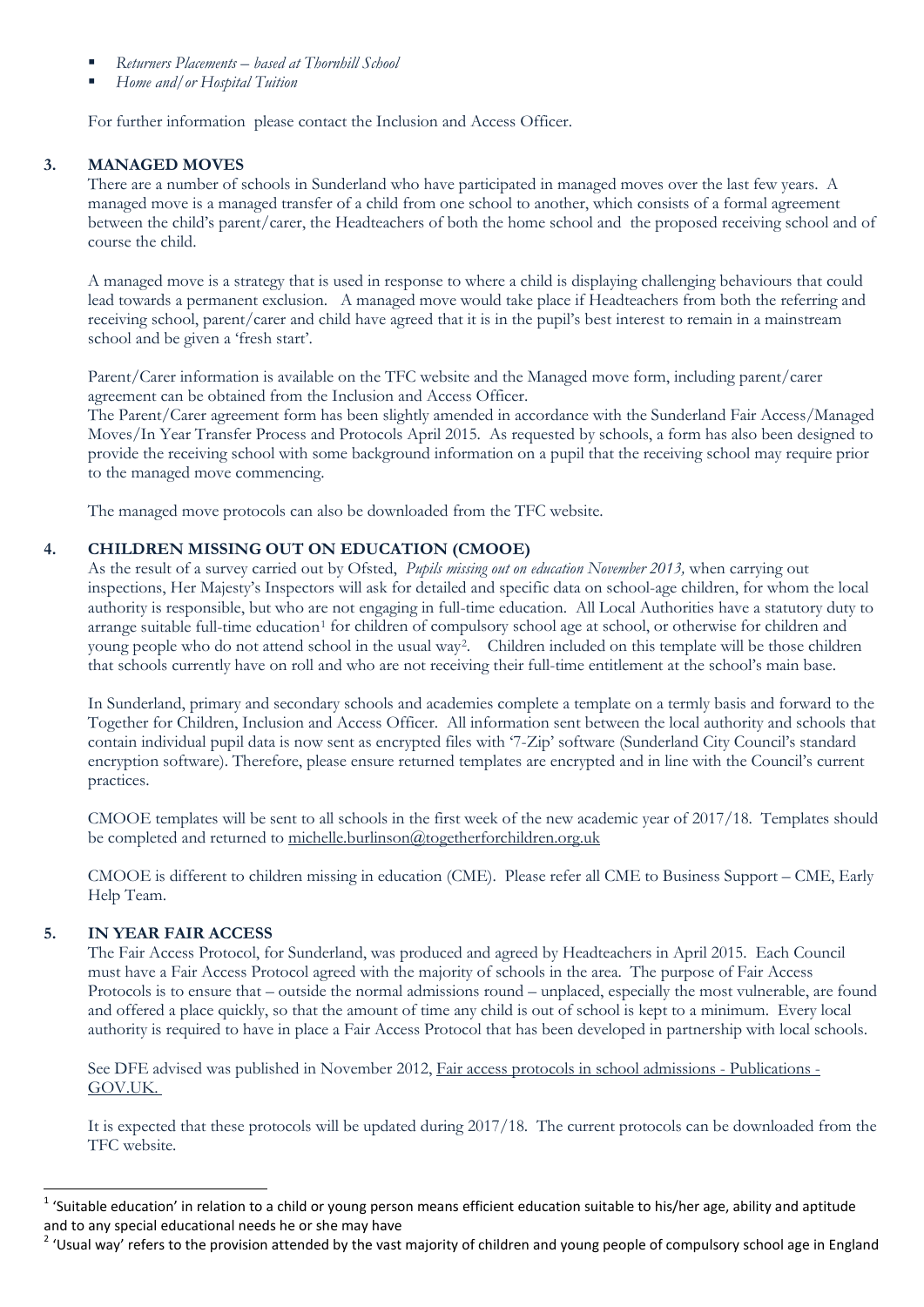- *Returners Placements – based at Thornhill School*
- *Home and/or Hospital Tuition*

For further information please contact the Inclusion and Access Officer.

## 3. MANAGED MOVES

There are a number of schools in Sunderland who have participated in managed moves over the last few years. A managed move is a managed transfer of a child from one school to another, which consists of a formal agreement between the child's parent/carer, the Headteachers of both the home school and the proposed receiving school and of course the child.

A managed move is a strategy that is used in response to where a child is displaying challenging behaviours that could lead towards a permanent exclusion. A managed move would take place if Headteachers from both the referring and receiving school, parent/carer and child have agreed that it is in the pupil's best interest to remain in a mainstream school and be given a 'fresh start'.

Parent/Carer information is available on the TFC website and the Managed move form, including parent/carer agreement can be obtained from the Inclusion and Access Officer.

The Parent/Carer agreement form has been slightly amended in accordance with the Sunderland Fair Access/Managed Moves/In Year Transfer Process and Protocols April 2015. As requested by schools, a form has also been designed to provide the receiving school with some background information on a pupil that the receiving school may require prior to the managed move commencing.

The managed move protocols can also be downloaded from the TFC website.

## 4. CHILDREN MISSING OUT ON EDUCATION (CMOOE)

As the result of a survey carried out by Ofsted, *Pupils missing out on education November 2013,* when carrying out inspections, Her Majesty's Inspectors will ask for detailed and specific data on school-age children, for whom the local authority is responsible, but who are not engaging in full-time education. All Local Authorities have a statutory duty to arrange suitable full-time education[1] for children of compulsory school age at school, or otherwise for children and young people who do not attend school in the usual way[2]. Children included on this template will be those children that schools currently have on roll and who are not receiving their full-time entitlement at the school's main base.

In Sunderland, primary and secondary schools and academies complete a template on a termly basis and forward to the Together for Children, Inclusion and Access Officer. All information sent between the local authority and schools that contain individual pupil data is now sent as encrypted files with '7-Zip' software (Sunderland City Council's standard encryption software). Therefore, please ensure returned templates are encrypted and in line with the Council's current practices.

CMOOE templates will be sent to all schools in the first week of the new academic year of 2017/18. Templates should be completed and returned to michelle.burlinson@togetherforchildren.org.uk

CMOOE is different to children missing in education (CME). Please refer all CME to Business Support – CME, Early Help Team.

## 5. IN YEAR FAIR ACCESS

The Fair Access Protocol, for Sunderland, was produced and agreed by Headteachers in April 2015. Each Council must have a Fair Access Protocol agreed with the majority of schools in the area. The purpose of Fair Access Protocols is to ensure that – outside the normal admissions round – unplaced, especially the most vulnerable, are found and offered a place quickly, so that the amount of time any child is out of school is kept to a minimum. Every local authority is required to have in place a Fair Access Protocol that has been developed in partnership with local schools.

See DFE advised was published in November 2012, Fair access protocols in school admissions - Publications - GOV.UK.

It is expected that these protocols will be updated during 2017/18. The current protocols can be downloaded from the TFC website.

---

[1] 'Suitable education' in relation to a child or young person means efficient education suitable to his/her age, ability and aptitude and to any special educational needs he or she may have

[2] 'Usual way' refers to the provision attended by the vast majority of children and young people of compulsory school age in England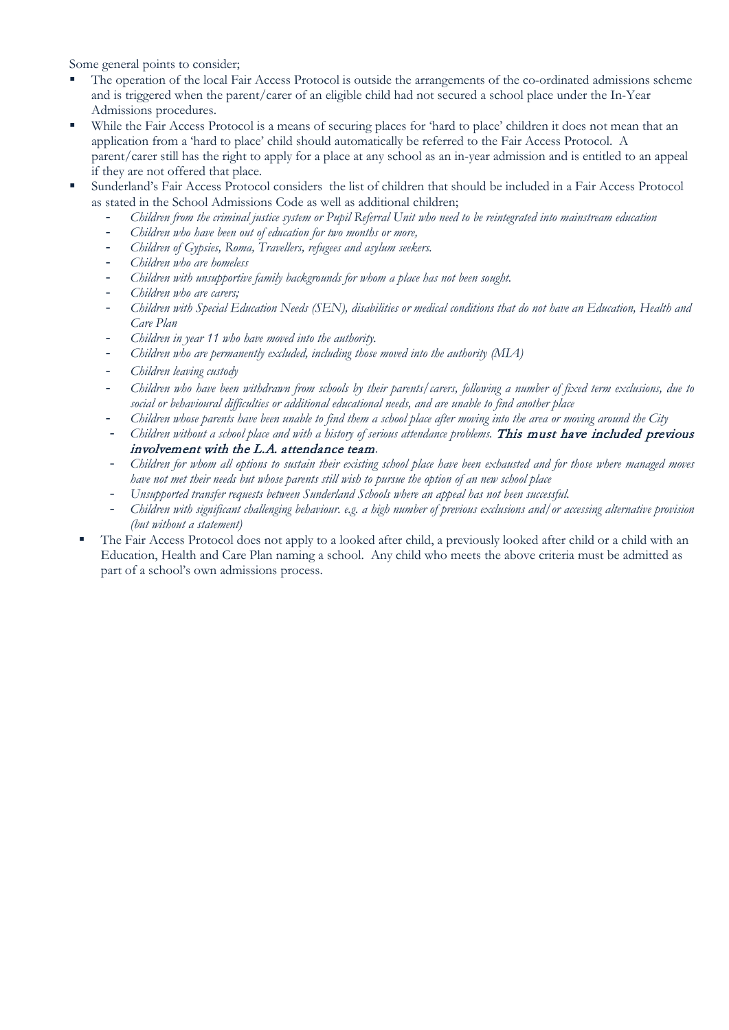Some general points to consider;

- The operation of the local Fair Access Protocol is outside the arrangements of the co-ordinated admissions scheme and is triggered when the parent/carer of an eligible child had not secured a school place under the In-Year Admissions procedures.
- While the Fair Access Protocol is a means of securing places for 'hard to place' children it does not mean that an application from a 'hard to place' child should automatically be referred to the Fair Access Protocol. A parent/carer still has the right to apply for a place at any school as an in-year admission and is entitled to an appeal if they are not offered that place.
- Sunderland's Fair Access Protocol considers the list of children that should be included in a Fair Access Protocol as stated in the School Admissions Code as well as additional children;
  - *Children from the criminal justice system or Pupil Referral Unit who need to be reintegrated into mainstream education*
  - *Children who have been out of education for two months or more,*
  - *Children of Gypsies, Roma, Travellers, refugees and asylum seekers.*
  - *Children who are homeless*
  - *Children with unsupportive family backgrounds for whom a place has not been sought.*
  - *Children who are carers;*
  - *Children with Special Education Needs (SEN), disabilities or medical conditions that do not have an Education, Health and Care Plan*
  - *Children in year 11 who have moved into the authority.*
  - *Children who are permanently excluded, including those moved into the authority (MIA)*
  - *Children leaving custody*
  - *Children who have been withdrawn from schools by their parents/carers, following a number of fixed term exclusions, due to social or behavioural difficulties or additional educational needs, and are unable to find another place*
  - *Children whose parents have been unable to find them a school place after moving into the area or moving around the City*
  - *Children without a school place and with a history of serious attendance problems.* ***This must have included previous involvement with the L.A. attendance team***.
  - *Children for whom all options to sustain their existing school place have been exhausted and for those where managed moves have not met their needs but whose parents still wish to pursue the option of an new school place*
  - *Unsupported transfer requests between Sunderland Schools where an appeal has not been successful.*
  - *Children with significant challenging behaviour. e.g. a high number of previous exclusions and/or accessing alternative provision (but without a statement)*
- The Fair Access Protocol does not apply to a looked after child, a previously looked after child or a child with an Education, Health and Care Plan naming a school. Any child who meets the above criteria must be admitted as part of a school's own admissions process.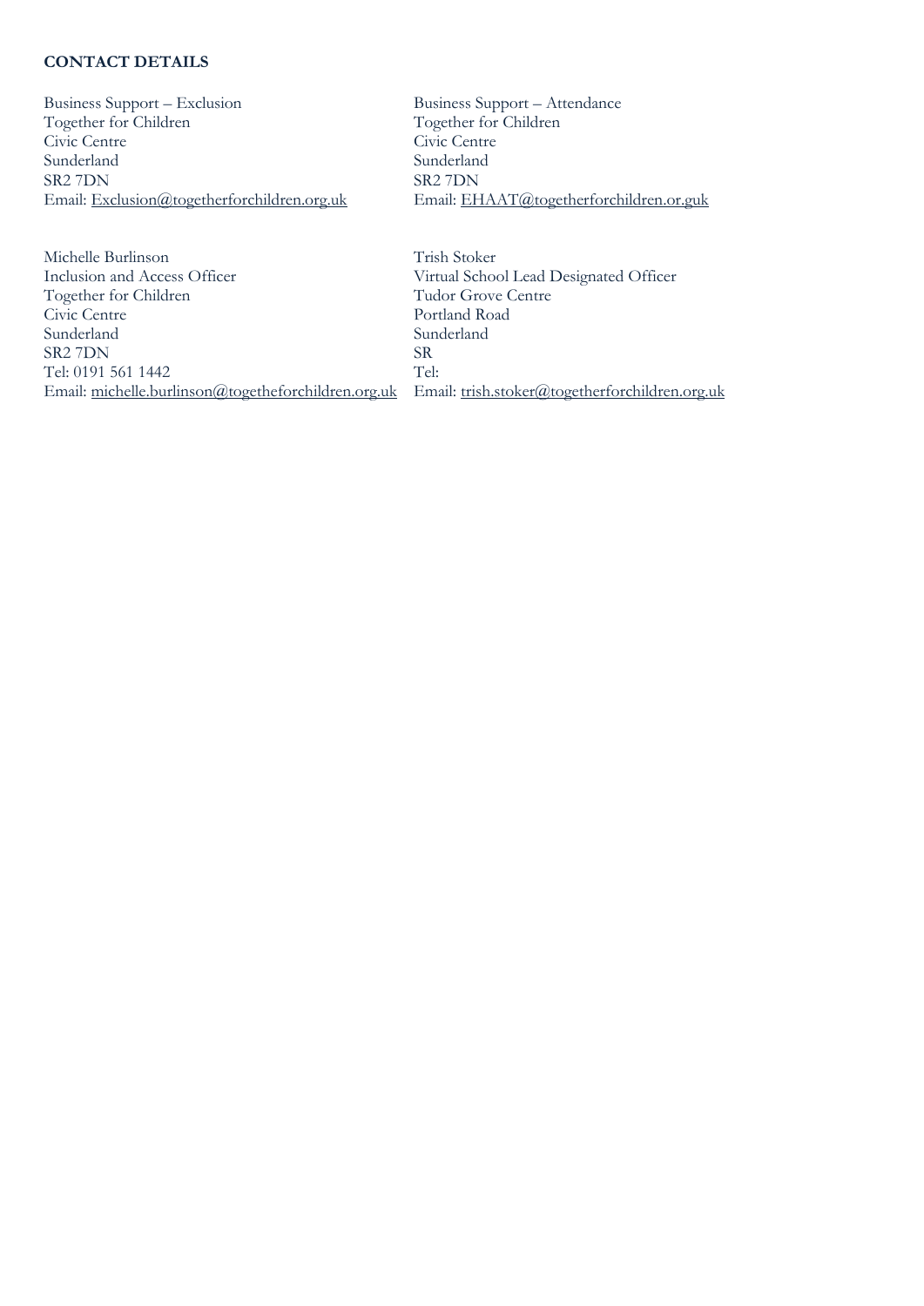**CONTACT DETAILS**

Business Support – Exclusion
Together for Children
Civic Centre
Sunderland
SR2 7DN
Email: Exclusion@togetherforchildren.org.uk

Business Support – Attendance
Together for Children
Civic Centre
Sunderland
SR2 7DN
Email: EHAAT@togetherforchildren.or.guk

Michelle Burlinson
Inclusion and Access Officer
Together for Children
Civic Centre
Sunderland
SR2 7DN
Tel: 0191 561 1442
Email: michelle.burlinson@togetheforchildren.org.uk

Trish Stoker
Virtual School Lead Designated Officer
Tudor Grove Centre
Portland Road
Sunderland
SR
Tel:
Email: trish.stoker@togetherforchildren.org.uk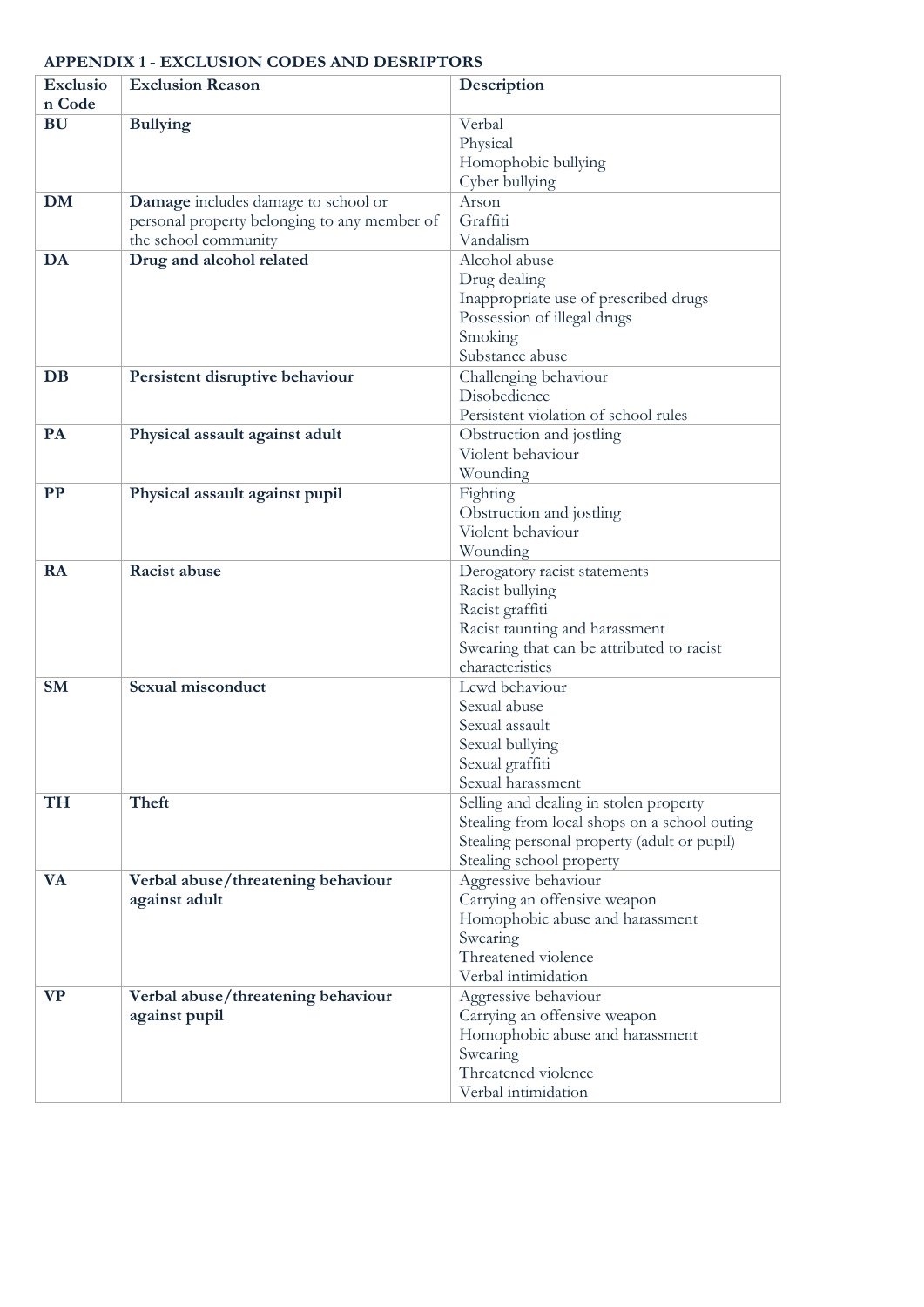## APPENDIX 1 - EXCLUSION CODES AND DESRIPTORS

| Exclusion Code | Exclusion Reason | Description |
|---|---|---|
| **BU** | **Bullying** | Verbal<br>Physical<br>Homophobic bullying<br>Cyber bullying |
| **DM** | **Damage** includes damage to school or personal property belonging to any member of the school community | Arson<br>Graffiti<br>Vandalism |
| **DA** | **Drug and alcohol related** | Alcohol abuse<br>Drug dealing<br>Inappropriate use of prescribed drugs<br>Possession of illegal drugs<br>Smoking<br>Substance abuse |
| **DB** | **Persistent disruptive behaviour** | Challenging behaviour<br>Disobedience<br>Persistent violation of school rules |
| **PA** | **Physical assault against adult** | Obstruction and jostling<br>Violent behaviour<br>Wounding |
| **PP** | **Physical assault against pupil** | Fighting<br>Obstruction and jostling<br>Violent behaviour<br>Wounding |
| **RA** | **Racist abuse** | Derogatory racist statements<br>Racist bullying<br>Racist graffiti<br>Racist taunting and harassment<br>Swearing that can be attributed to racist characteristics |
| **SM** | **Sexual misconduct** | Lewd behaviour<br>Sexual abuse<br>Sexual assault<br>Sexual bullying<br>Sexual graffiti<br>Sexual harassment |
| **TH** | **Theft** | Selling and dealing in stolen property<br>Stealing from local shops on a school outing<br>Stealing personal property (adult or pupil)<br>Stealing school property |
| **VA** | **Verbal abuse/threatening behaviour against adult** | Aggressive behaviour<br>Carrying an offensive weapon<br>Homophobic abuse and harassment<br>Swearing<br>Threatened violence<br>Verbal intimidation |
| **VP** | **Verbal abuse/threatening behaviour against pupil** | Aggressive behaviour<br>Carrying an offensive weapon<br>Homophobic abuse and harassment<br>Swearing<br>Threatened violence<br>Verbal intimidation |